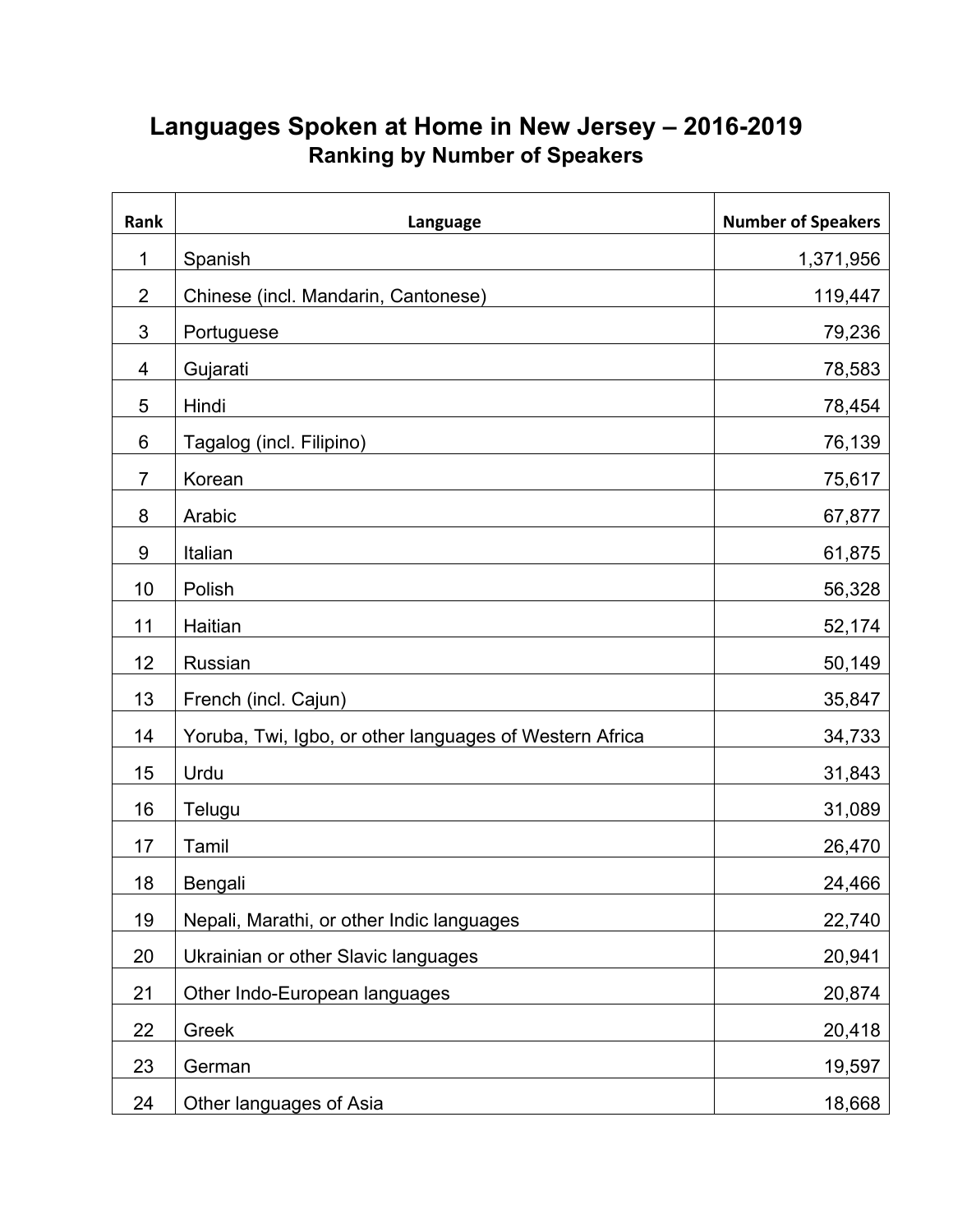# Languages Spoken at Home in New Jersey – 2016-2019

## Ranking by Number of Speakers

| Rank | Language | Number of Speakers |
|---|---|---|
| 1 | Spanish | 1,371,956 |
| 2 | Chinese (incl. Mandarin, Cantonese) | 119,447 |
| 3 | Portuguese | 79,236 |
| 4 | Gujarati | 78,583 |
| 5 | Hindi | 78,454 |
| 6 | Tagalog (incl. Filipino) | 76,139 |
| 7 | Korean | 75,617 |
| 8 | Arabic | 67,877 |
| 9 | Italian | 61,875 |
| 10 | Polish | 56,328 |
| 11 | Haitian | 52,174 |
| 12 | Russian | 50,149 |
| 13 | French (incl. Cajun) | 35,847 |
| 14 | Yoruba, Twi, Igbo, or other languages of Western Africa | 34,733 |
| 15 | Urdu | 31,843 |
| 16 | Telugu | 31,089 |
| 17 | Tamil | 26,470 |
| 18 | Bengali | 24,466 |
| 19 | Nepali, Marathi, or other Indic languages | 22,740 |
| 20 | Ukrainian or other Slavic languages | 20,941 |
| 21 | Other Indo-European languages | 20,874 |
| 22 | Greek | 20,418 |
| 23 | German | 19,597 |
| 24 | Other languages of Asia | 18,668 |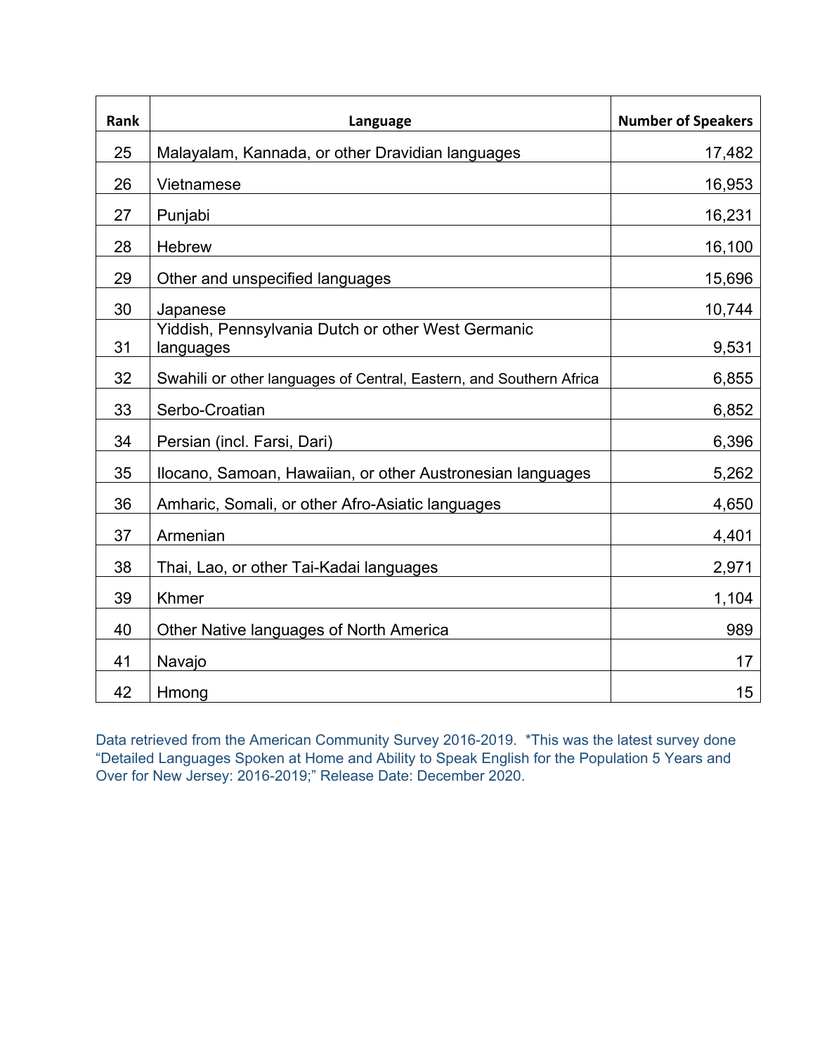| Rank | Language | Number of Speakers |
|---|---|---|
| 25 | Malayalam, Kannada, or other Dravidian languages | 17,482 |
| 26 | Vietnamese | 16,953 |
| 27 | Punjabi | 16,231 |
| 28 | Hebrew | 16,100 |
| 29 | Other and unspecified languages | 15,696 |
| 30 | Japanese | 10,744 |
| 31 | Yiddish, Pennsylvania Dutch or other West Germanic languages | 9,531 |
| 32 | Swahili or other languages of Central, Eastern, and Southern Africa | 6,855 |
| 33 | Serbo-Croatian | 6,852 |
| 34 | Persian (incl. Farsi, Dari) | 6,396 |
| 35 | Ilocano, Samoan, Hawaiian, or other Austronesian languages | 5,262 |
| 36 | Amharic, Somali, or other Afro-Asiatic languages | 4,650 |
| 37 | Armenian | 4,401 |
| 38 | Thai, Lao, or other Tai-Kadai languages | 2,971 |
| 39 | Khmer | 1,104 |
| 40 | Other Native languages of North America | 989 |
| 41 | Navajo | 17 |
| 42 | Hmong | 15 |

Data retrieved from the American Community Survey 2016-2019. *This was the latest survey done "Detailed Languages Spoken at Home and Ability to Speak English for the Population 5 Years and Over for New Jersey: 2016-2019;" Release Date: December 2020.